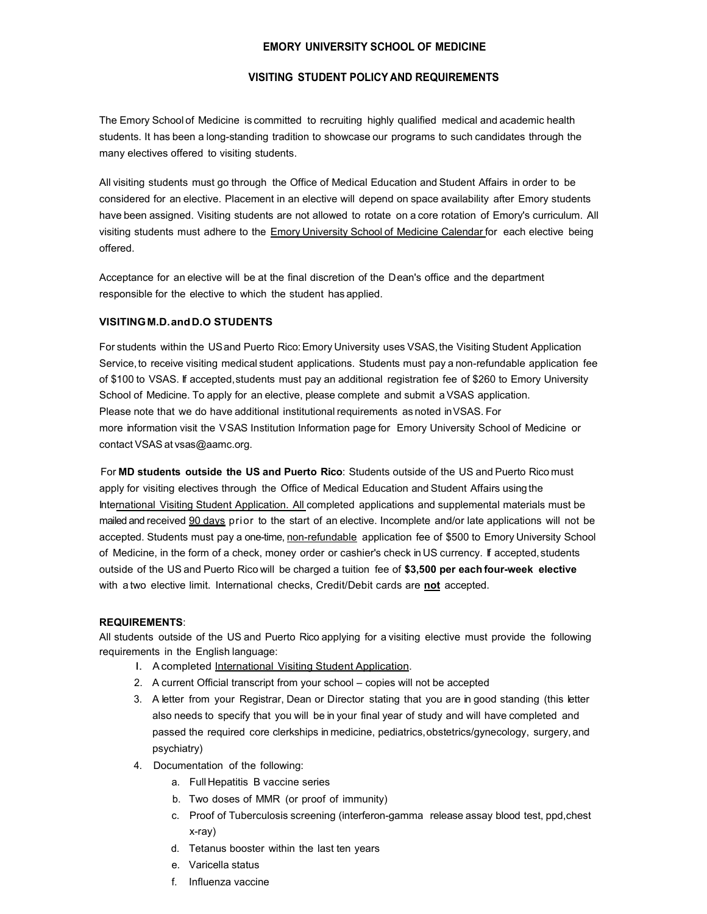# EMORY UNIVERSITY SCHOOL OF MEDICINE

## VISITING STUDENT POLICY AND REQUIREMENTS

The Emory School of Medicine is committed to recruiting highly qualified medical and academic health students. It has been a long-standing tradition to showcase our programs to such candidates through the many electives offered to visiting students.

All visiting students must go through the Office of Medical Education and Student Affairs in order to be considered for an elective. Placement in an elective will depend on space availability after Emory students have been assigned. Visiting students are not allowed to rotate on a core rotation of Emory's curriculum. All visiting students must adhere to the Emory University School of Medicine Calendar for each elective being offered.

Acceptance for an elective will be at the final discretion of the Dean's office and the department responsible for the elective to which the student has applied.

**VISITING M.D. and D.O STUDENTS**

For students within the US and Puerto Rico: Emory University uses VSAS, the Visiting Student Application Service, to receive visiting medical student applications. Students must pay a non-refundable application fee of $100 to VSAS. If accepted, students must pay an additional registration fee of $260 to Emory University School of Medicine. To apply for an elective, please complete and submit a VSAS application. Please note that we do have additional institutional requirements as noted in VSAS. For more information visit the VSAS Institution Information page for Emory University School of Medicine or contact VSAS at vsas@aamc.org.

For **MD students outside the US and Puerto Rico**: Students outside of the US and Puerto Rico must apply for visiting electives through the Office of Medical Education and Student Affairs using the International Visiting Student Application. All completed applications and supplemental materials must be mailed and received 90 days prior to the start of an elective. Incomplete and/or late applications will not be accepted. Students must pay a one-time, non-refundable application fee of $500 to Emory University School of Medicine, in the form of a check, money order or cashier's check in US currency. If accepted, students outside of the US and Puerto Rico will be charged a tuition fee of **$3,500 per each four-week elective** with a two elective limit. International checks, Credit/Debit cards are **not** accepted.

**REQUIREMENTS**:

All students outside of the US and Puerto Rico applying for a visiting elective must provide the following requirements in the English language:

1. A completed International Visiting Student Application.
2. A current Official transcript from your school – copies will not be accepted
3. A letter from your Registrar, Dean or Director stating that you are in good standing (this letter also needs to specify that you will be in your final year of study and will have completed and passed the required core clerkships in medicine, pediatrics, obstetrics/gynecology, surgery, and psychiatry)
4. Documentation of the following:
   a. Full Hepatitis B vaccine series
   b. Two doses of MMR (or proof of immunity)
   c. Proof of Tuberculosis screening (interferon-gamma release assay blood test, ppd, chest x-ray)
   d. Tetanus booster within the last ten years
   e. Varicella status
   f. Influenza vaccine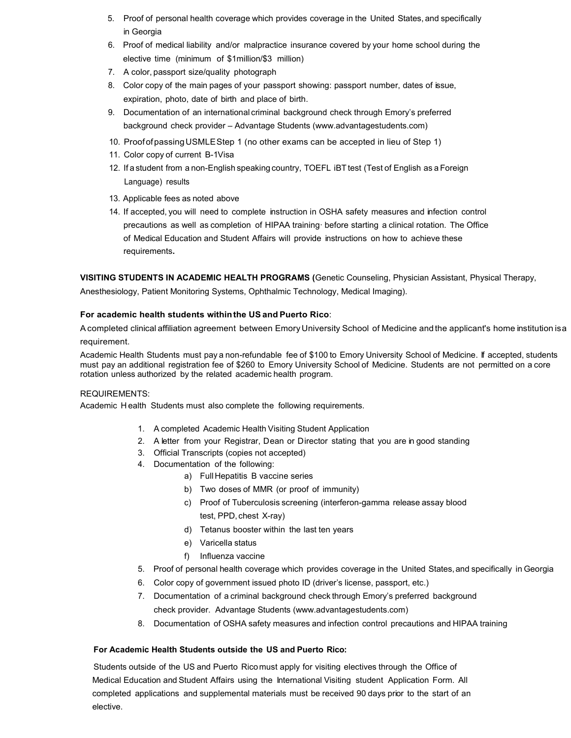5. Proof of personal health coverage which provides coverage in the United States, and specifically in Georgia
6. Proof of medical liability and/or malpractice insurance covered by your home school during the elective time (minimum of $1million/$3 million)
7. A color, passport size/quality photograph
8. Color copy of the main pages of your passport showing: passport number, dates of issue, expiration, photo, date of birth and place of birth.
9. Documentation of an international criminal background check through Emory's preferred background check provider – Advantage Students (www.advantagestudents.com)
10. Proof of passing USMLE Step 1 (no other exams can be accepted in lieu of Step 1)
11. Color copy of current B-1Visa
12. If a student from a non-English speaking country, TOEFL iBT test (Test of English as a Foreign Language) results
13. Applicable fees as noted above
14. If accepted, you will need to complete instruction in OSHA safety measures and infection control precautions as well as completion of HIPAA training· before starting a clinical rotation. The Office of Medical Education and Student Affairs will provide instructions on how to achieve these requirements**.**

**VISITING STUDENTS IN ACADEMIC HEALTH PROGRAMS (**Genetic Counseling, Physician Assistant, Physical Therapy, Anesthesiology, Patient Monitoring Systems, Ophthalmic Technology, Medical Imaging).

**For academic health students within the US and Puerto Rico**:

A completed clinical affiliation agreement between Emory University School of Medicine and the applicant's home institution is a requirement.

Academic Health Students must pay a non-refundable fee of $100 to Emory University School of Medicine. If accepted, students must pay an additional registration fee of $260 to Emory University School of Medicine. Students are not permitted on a core rotation unless authorized by the related academic health program.

REQUIREMENTS:
Academic Health Students must also complete the following requirements.

1. A completed Academic Health Visiting Student Application
2. A letter from your Registrar, Dean or Director stating that you are in good standing
3. Official Transcripts (copies not accepted)
4. Documentation of the following:
   a) Full Hepatitis B vaccine series
   b) Two doses of MMR (or proof of immunity)
   c) Proof of Tuberculosis screening (interferon-gamma release assay blood test, PPD, chest X-ray)
   d) Tetanus booster within the last ten years
   e) Varicella status
   f) Influenza vaccine
5. Proof of personal health coverage which provides coverage in the United States, and specifically in Georgia
6. Color copy of government issued photo ID (driver's license, passport, etc.)
7. Documentation of a criminal background check through Emory's preferred background check provider. Advantage Students (www.advantagestudents.com)
8. Documentation of OSHA safety measures and infection control precautions and HIPAA training

**For Academic Health Students outside the US and Puerto Rico:**

Students outside of the US and Puerto Rico must apply for visiting electives through the Office of Medical Education and Student Affairs using the International Visiting student Application Form. All completed applications and supplemental materials must be received 90 days prior to the start of an elective.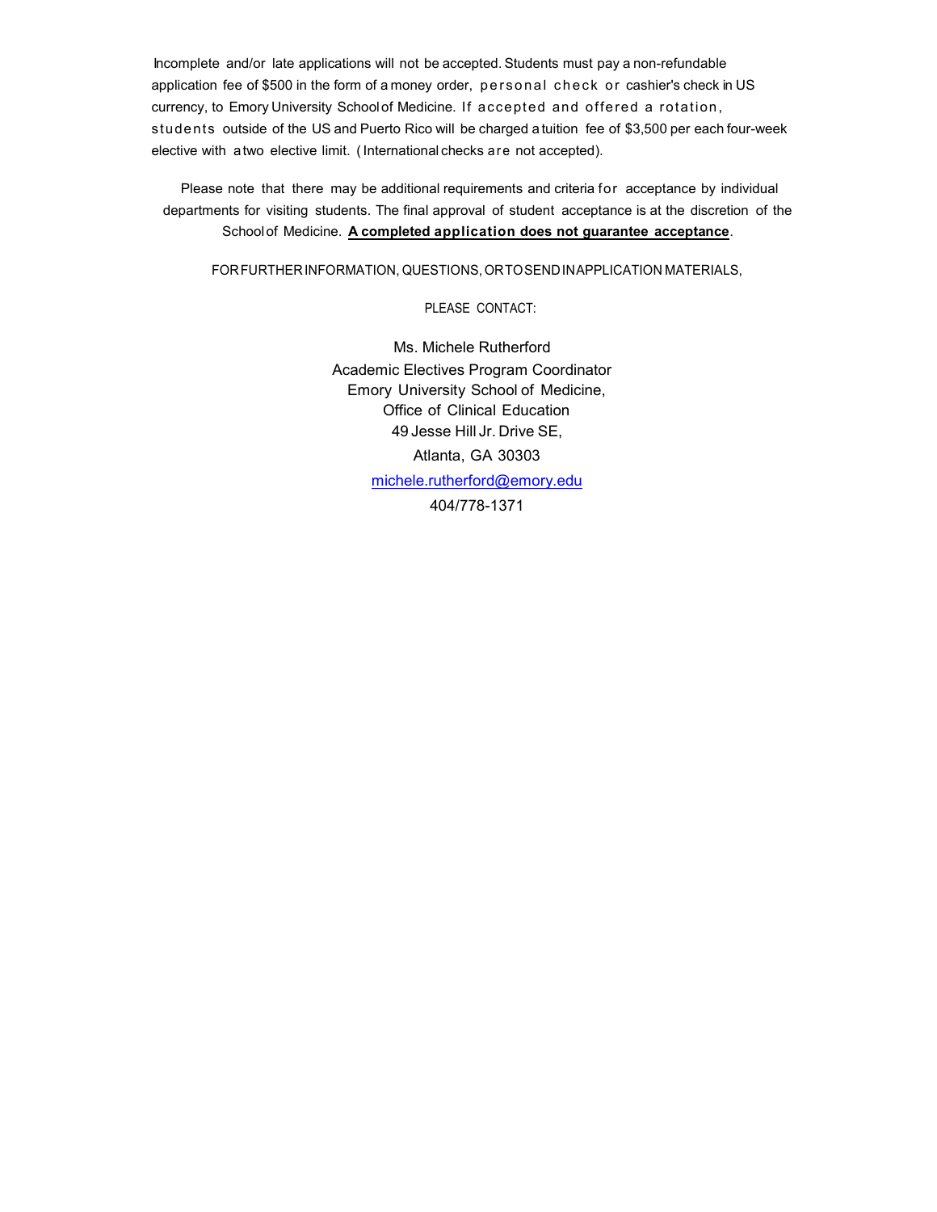Incomplete and/or late applications will not be accepted. Students must pay a non-refundable application fee of $500 in the form of a money order, personal check or cashier's check in US currency, to Emory University School of Medicine. If accepted and offered a rotation, students outside of the US and Puerto Rico will be charged a tuition fee of $3,500 per each four-week elective with a two elective limit. (International checks are not accepted).

Please note that there may be additional requirements and criteria for acceptance by individual departments for visiting students. The final approval of student acceptance is at the discretion of the School of Medicine. **A completed application does not guarantee acceptance**.

FOR FURTHER INFORMATION, QUESTIONS, OR TO SEND IN APPLICATION MATERIALS,

PLEASE CONTACT:

Ms. Michele Rutherford
Academic Electives Program Coordinator
Emory University School of Medicine,
Office of Clinical Education
49 Jesse Hill Jr. Drive SE,
Atlanta, GA 30303
michele.rutherford@emory.edu
404/778-1371